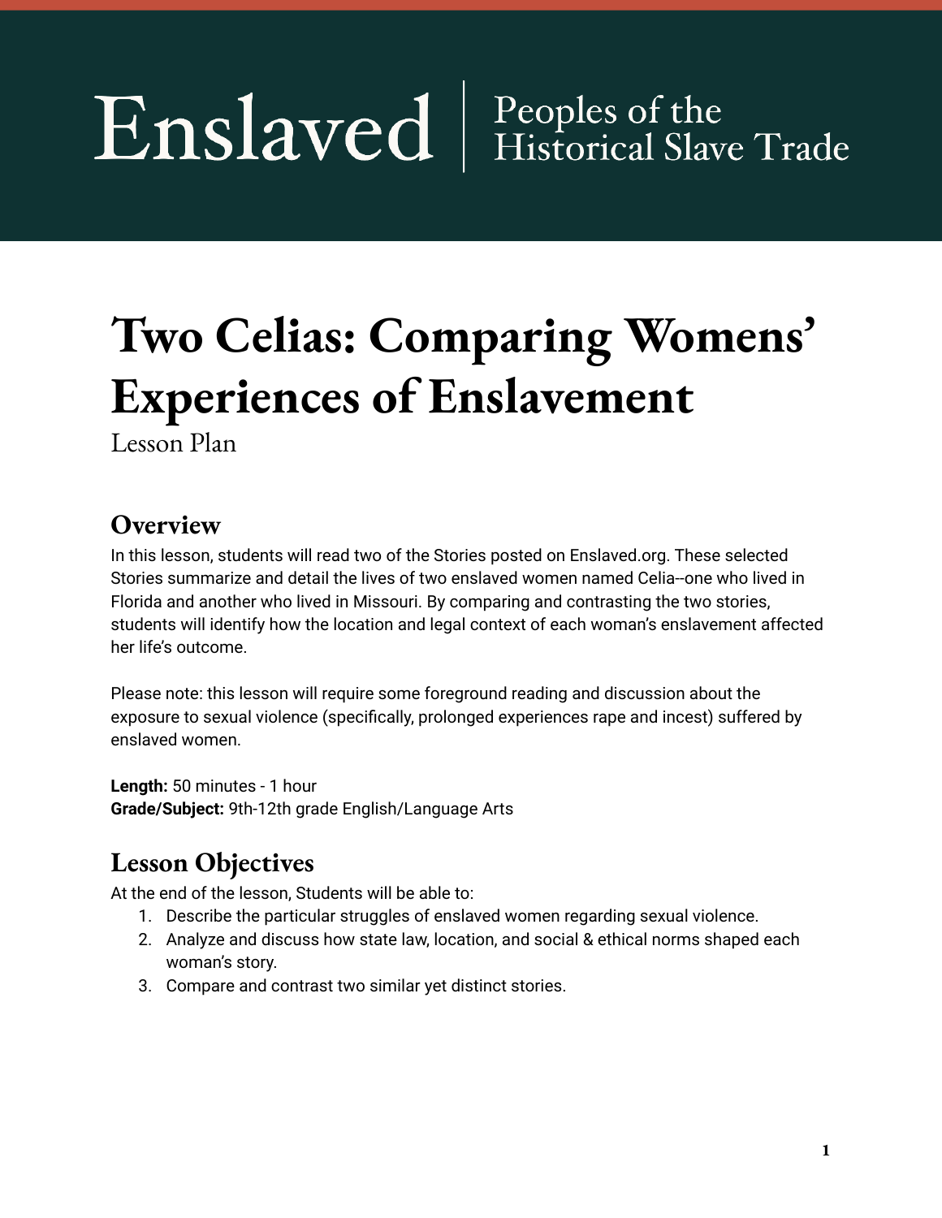# Enslaved | Peoples of the Historical Slave Trade

# Two Celias: Comparing Womens' Experiences of Enslavement

Lesson Plan

## Overview

In this lesson, students will read two of the Stories posted on Enslaved.org. These selected Stories summarize and detail the lives of two enslaved women named Celia--one who lived in Florida and another who lived in Missouri. By comparing and contrasting the two stories, students will identify how the location and legal context of each woman's enslavement affected her life's outcome.

Please note: this lesson will require some foreground reading and discussion about the exposure to sexual violence (specifically, prolonged experiences rape and incest) suffered by enslaved women.

**Length:** 50 minutes - 1 hour
**Grade/Subject:** 9th-12th grade English/Language Arts

## Lesson Objectives

At the end of the lesson, Students will be able to:

1. Describe the particular struggles of enslaved women regarding sexual violence.
2. Analyze and discuss how state law, location, and social & ethical norms shaped each woman's story.
3. Compare and contrast two similar yet distinct stories.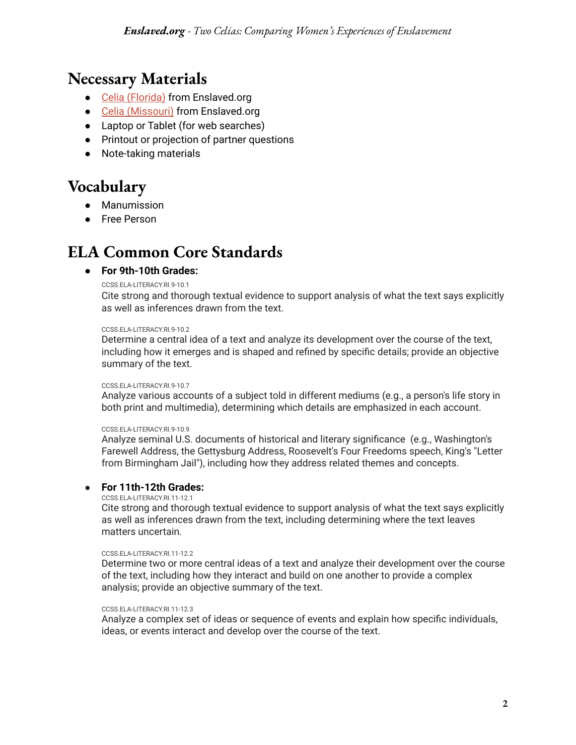## Necessary Materials

- Celia (Florida) from Enslaved.org
- Celia (Missouri) from Enslaved.org
- Laptop or Tablet (for web searches)
- Printout or projection of partner questions
- Note-taking materials

## Vocabulary

- Manumission
- Free Person

## ELA Common Core Standards

- **For 9th-10th Grades:**

  CCSS.ELA-LITERACY.RI.9-10.1
  Cite strong and thorough textual evidence to support analysis of what the text says explicitly as well as inferences drawn from the text.

  CCSS.ELA-LITERACY.RI.9-10.2
  Determine a central idea of a text and analyze its development over the course of the text, including how it emerges and is shaped and refined by specific details; provide an objective summary of the text.

  CCSS.ELA-LITERACY.RI.9-10.7
  Analyze various accounts of a subject told in different mediums (e.g., a person's life story in both print and multimedia), determining which details are emphasized in each account.

  CCSS.ELA-LITERACY.RI.9-10.9
  Analyze seminal U.S. documents of historical and literary significance (e.g., Washington's Farewell Address, the Gettysburg Address, Roosevelt's Four Freedoms speech, King's "Letter from Birmingham Jail"), including how they address related themes and concepts.

- **For 11th-12th Grades:**

  CCSS.ELA-LITERACY.RI.11-12.1
  Cite strong and thorough textual evidence to support analysis of what the text says explicitly as well as inferences drawn from the text, including determining where the text leaves matters uncertain.

  CCSS.ELA-LITERACY.RI.11-12.2
  Determine two or more central ideas of a text and analyze their development over the course of the text, including how they interact and build on one another to provide a complex analysis; provide an objective summary of the text.

  CCSS.ELA-LITERACY.RI.11-12.3
  Analyze a complex set of ideas or sequence of events and explain how specific individuals, ideas, or events interact and develop over the course of the text.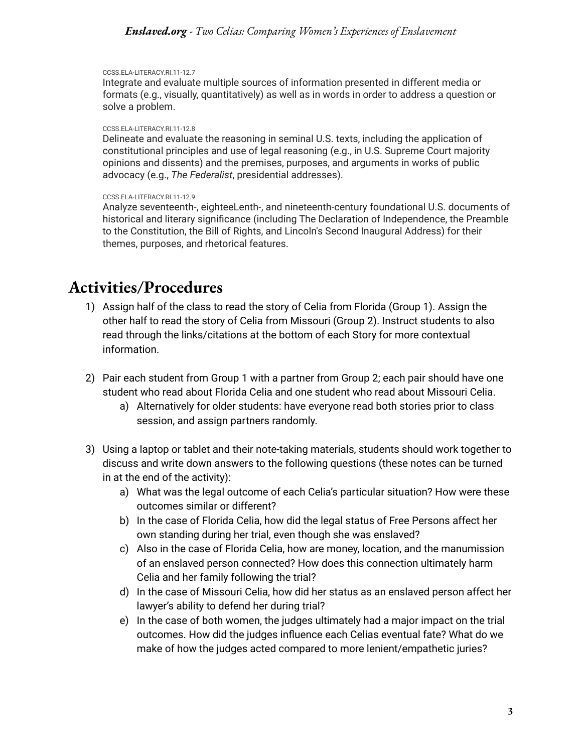CCSS.ELA-LITERACY.RI.11-12.7

Integrate and evaluate multiple sources of information presented in different media or formats (e.g., visually, quantitatively) as well as in words in order to address a question or solve a problem.

CCSS.ELA-LITERACY.RI.11-12.8

Delineate and evaluate the reasoning in seminal U.S. texts, including the application of constitutional principles and use of legal reasoning (e.g., in U.S. Supreme Court majority opinions and dissents) and the premises, purposes, and arguments in works of public advocacy (e.g., *The Federalist*, presidential addresses).

CCSS.ELA-LITERACY.RI.11-12.9

Analyze seventeenth-, eighteeLenth-, and nineteenth-century foundational U.S. documents of historical and literary significance (including The Declaration of Independence, the Preamble to the Constitution, the Bill of Rights, and Lincoln's Second Inaugural Address) for their themes, purposes, and rhetorical features.

# Activities/Procedures

1) Assign half of the class to read the story of Celia from Florida (Group 1). Assign the other half to read the story of Celia from Missouri (Group 2). Instruct students to also read through the links/citations at the bottom of each Story for more contextual information.

2) Pair each student from Group 1 with a partner from Group 2; each pair should have one student who read about Florida Celia and one student who read about Missouri Celia.
   a) Alternatively for older students: have everyone read both stories prior to class session, and assign partners randomly.

3) Using a laptop or tablet and their note-taking materials, students should work together to discuss and write down answers to the following questions (these notes can be turned in at the end of the activity):
   a) What was the legal outcome of each Celia's particular situation? How were these outcomes similar or different?
   b) In the case of Florida Celia, how did the legal status of Free Persons affect her own standing during her trial, even though she was enslaved?
   c) Also in the case of Florida Celia, how are money, location, and the manumission of an enslaved person connected? How does this connection ultimately harm Celia and her family following the trial?
   d) In the case of Missouri Celia, how did her status as an enslaved person affect her lawyer's ability to defend her during trial?
   e) In the case of both women, the judges ultimately had a major impact on the trial outcomes. How did the judges influence each Celias eventual fate? What do we make of how the judges acted compared to more lenient/empathetic juries?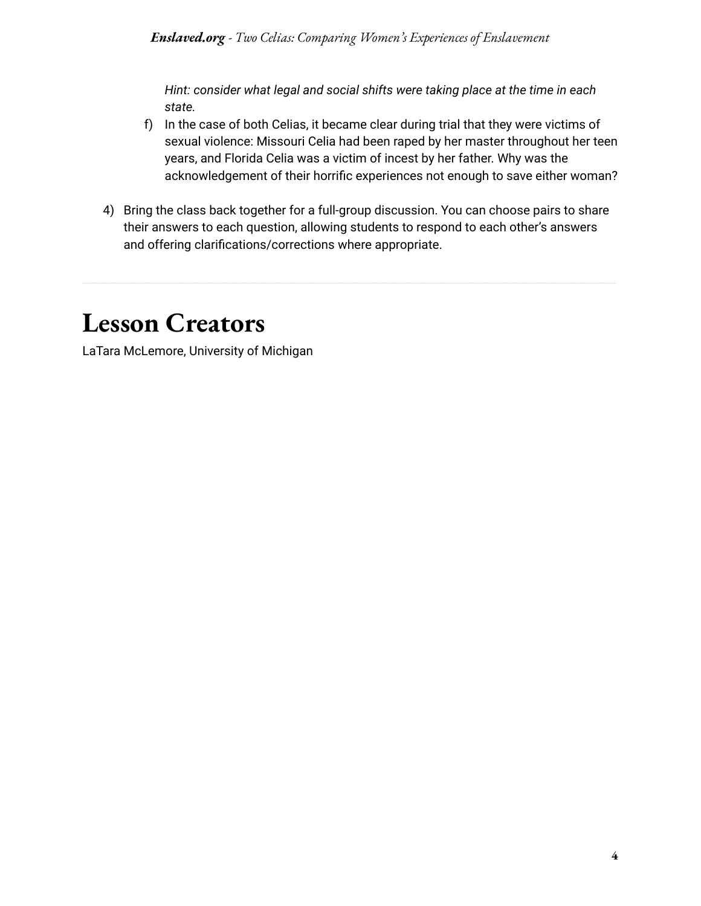*Hint: consider what legal and social shifts were taking place at the time in each state.*

f) In the case of both Celias, it became clear during trial that they were victims of sexual violence: Missouri Celia had been raped by her master throughout her teen years, and Florida Celia was a victim of incest by her father. Why was the acknowledgement of their horrific experiences not enough to save either woman?

4) Bring the class back together for a full-group discussion. You can choose pairs to share their answers to each question, allowing students to respond to each other's answers and offering clarifications/corrections where appropriate.

---

# Lesson Creators

LaTara McLemore, University of Michigan